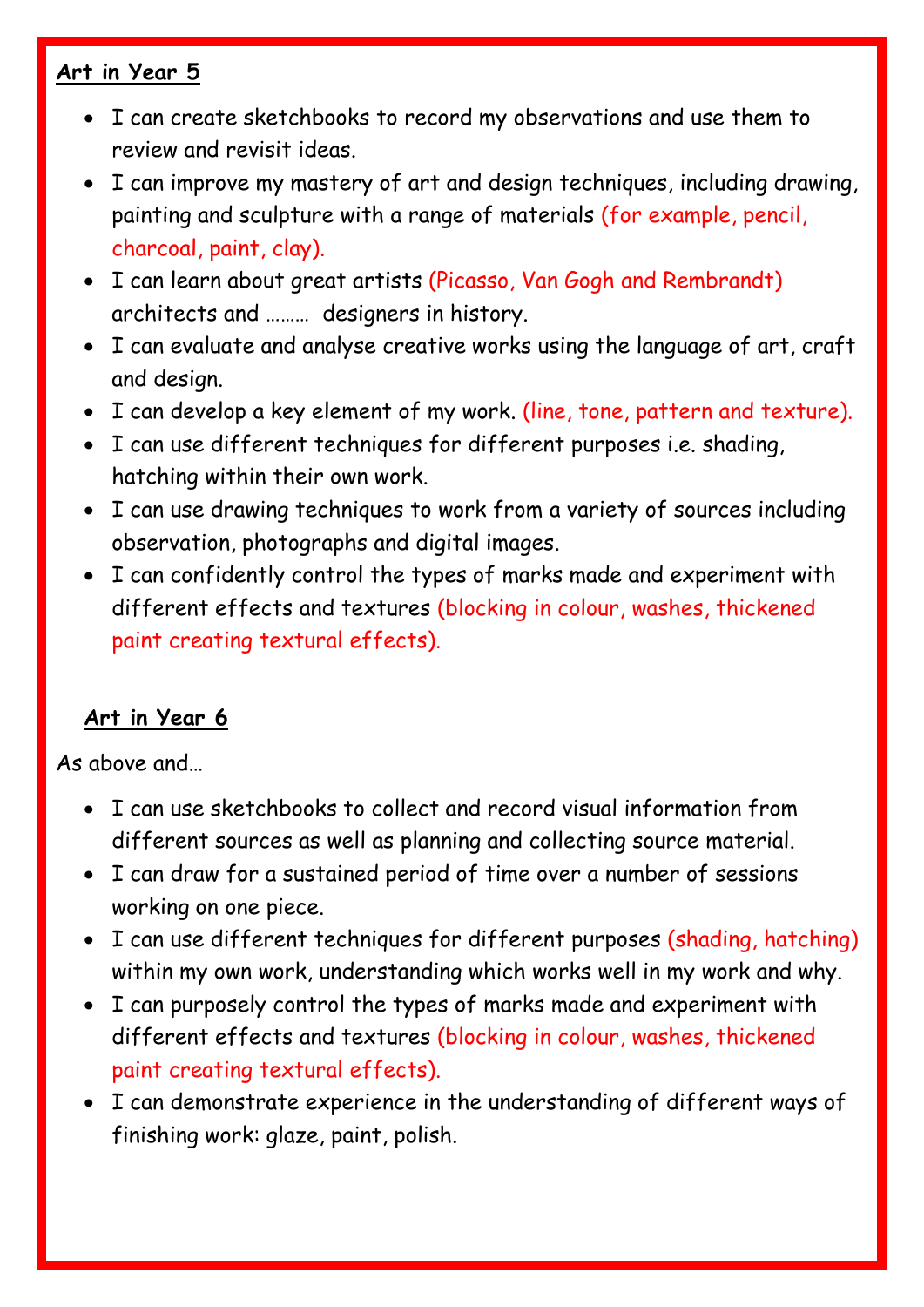**Art in Year 5**

- I can create sketchbooks to record my observations and use them to review and revisit ideas.
- I can improve my mastery of art and design techniques, including drawing, painting and sculpture with a range of materials (for example, pencil, charcoal, paint, clay).
- I can learn about great artists (Picasso, Van Gogh and Rembrandt) architects and ……… designers in history.
- I can evaluate and analyse creative works using the language of art, craft and design.
- I can develop a key element of my work. (line, tone, pattern and texture).
- I can use different techniques for different purposes i.e. shading, hatching within their own work.
- I can use drawing techniques to work from a variety of sources including observation, photographs and digital images.
- I can confidently control the types of marks made and experiment with different effects and textures (blocking in colour, washes, thickened paint creating textural effects).

**Art in Year 6**

As above and…

- I can use sketchbooks to collect and record visual information from different sources as well as planning and collecting source material.
- I can draw for a sustained period of time over a number of sessions working on one piece.
- I can use different techniques for different purposes (shading, hatching) within my own work, understanding which works well in my work and why.
- I can purposely control the types of marks made and experiment with different effects and textures (blocking in colour, washes, thickened paint creating textural effects).
- I can demonstrate experience in the understanding of different ways of finishing work: glaze, paint, polish.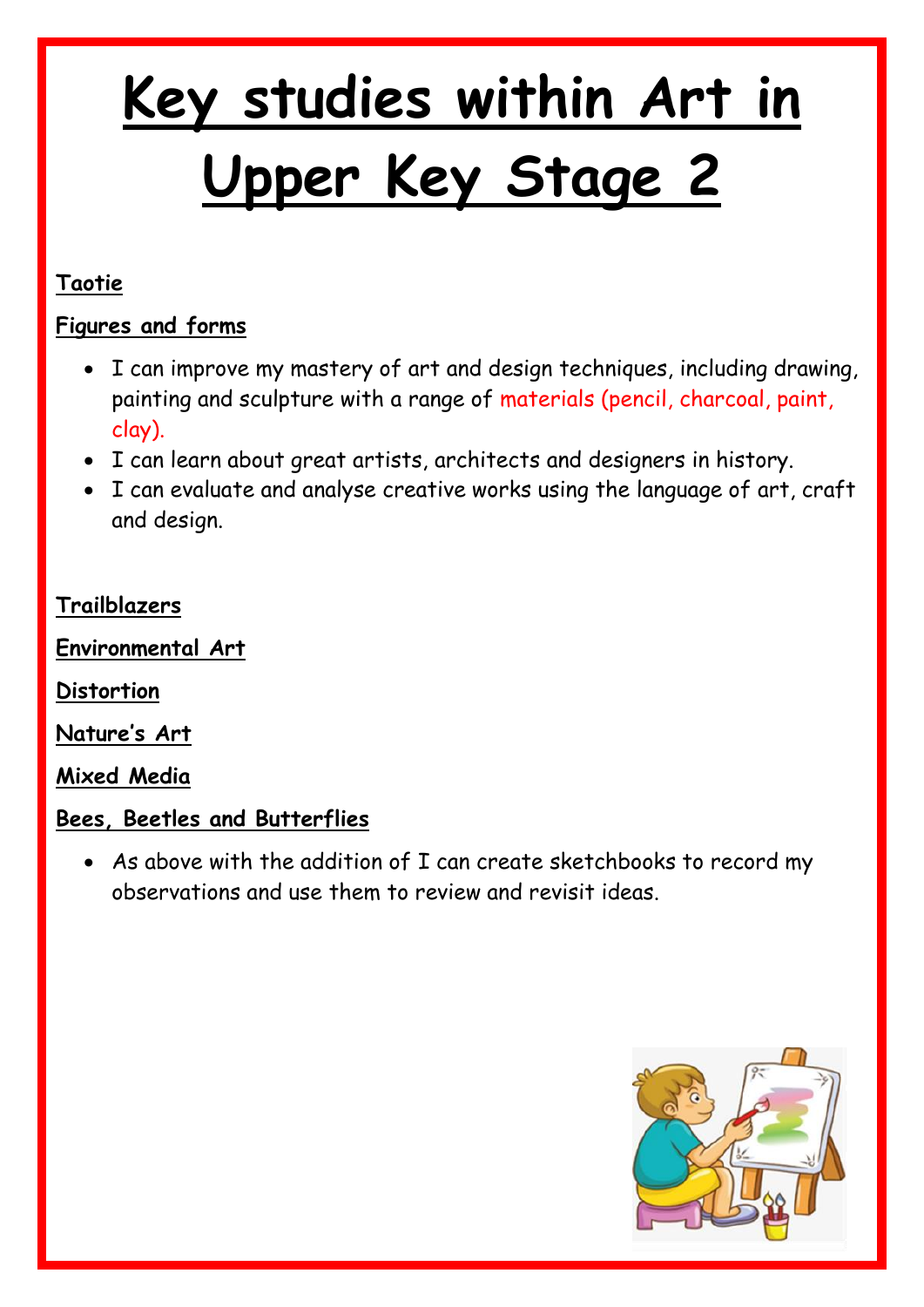# Key studies within Art in Upper Key Stage 2

**Taotie**

**Figures and forms**

- I can improve my mastery of art and design techniques, including drawing, painting and sculpture with a range of materials (pencil, charcoal, paint, clay).
- I can learn about great artists, architects and designers in history.
- I can evaluate and analyse creative works using the language of art, craft and design.

**Trailblazers**

**Environmental Art**

**Distortion**

**Nature's Art**

**Mixed Media**

**Bees, Beetles and Butterflies**

- As above with the addition of I can create sketchbooks to record my observations and use them to review and revisit ideas.